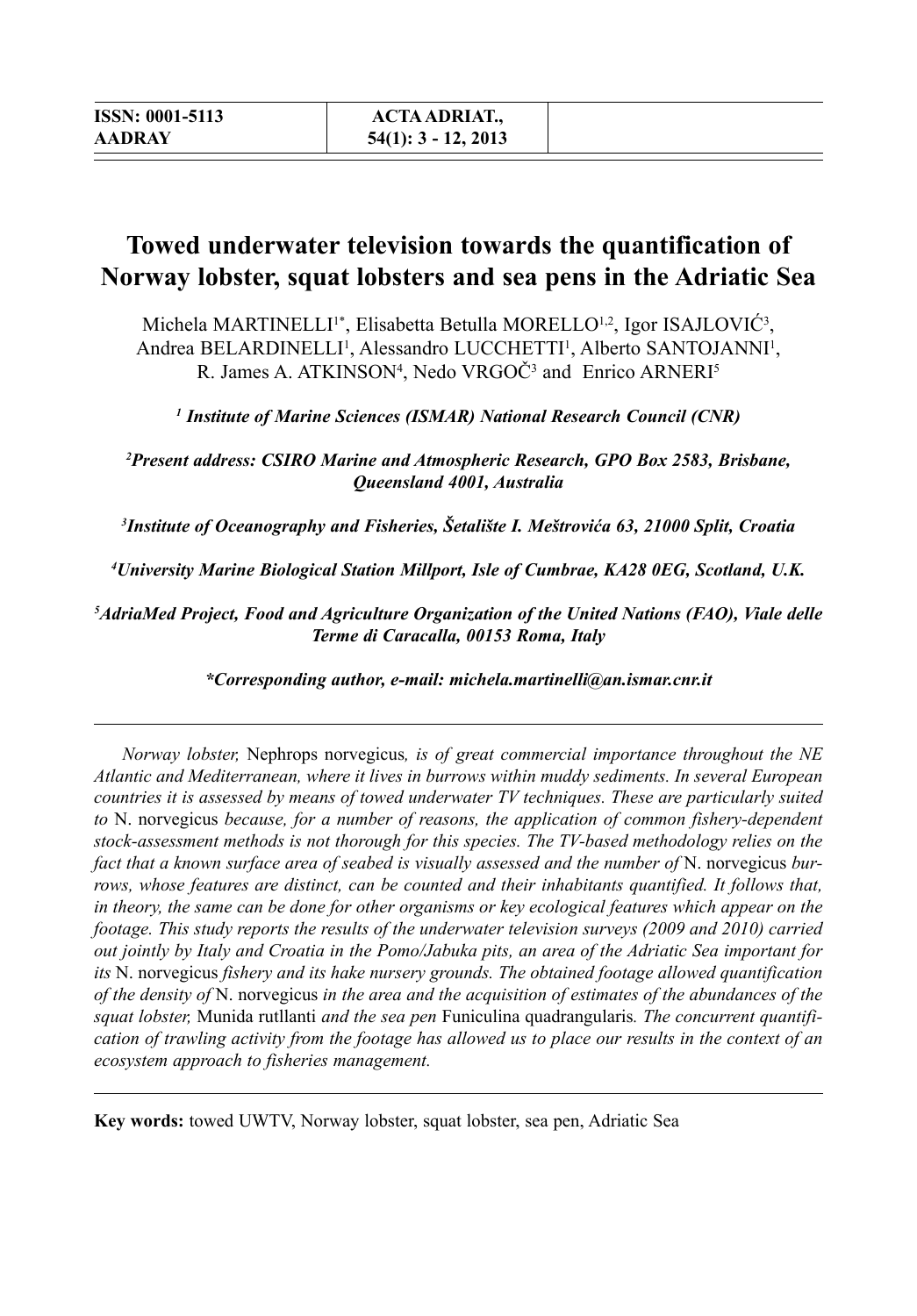# Towed underwater television towards the quantification of Norway lobster, squat lobsters and sea pens in the Adriatic Sea

Michela MARTINELLI[1*], Elisabetta Betulla MORELLO[1,2], Igor ISAJLOVIĆ[3], Andrea BELARDINELLI[1], Alessandro LUCCHETTI[1], Alberto SANTOJANNI[1], R. James A. ATKINSON[4], Nedo VRGOČ[3] and Enrico ARNERI[5]

[1] *Institute of Marine Sciences (ISMAR) National Research Council (CNR)*

[2] *Present address: CSIRO Marine and Atmospheric Research, GPO Box 2583, Brisbane, Queensland 4001, Australia*

[3] *Institute of Oceanography and Fisheries, Šetalište I. Meštrovića 63, 21000 Split, Croatia*

[4] *University Marine Biological Station Millport, Isle of Cumbrae, KA28 0EG, Scotland, U.K.*

[5] *AdriaMed Project, Food and Agriculture Organization of the United Nations (FAO), Viale delle Terme di Caracalla, 00153 Roma, Italy*

***Corresponding author, e-mail: michela.martinelli@an.ismar.cnr.it**

*Norway lobster,* Nephrops norvegicus*, is of great commercial importance throughout the NE Atlantic and Mediterranean, where it lives in burrows within muddy sediments. In several European countries it is assessed by means of towed underwater TV techniques. These are particularly suited to* N. norvegicus *because, for a number of reasons, the application of common fishery-dependent stock-assessment methods is not thorough for this species. The TV-based methodology relies on the fact that a known surface area of seabed is visually assessed and the number of* N. norvegicus *burrows, whose features are distinct, can be counted and their inhabitants quantified. It follows that, in theory, the same can be done for other organisms or key ecological features which appear on the footage. This study reports the results of the underwater television surveys (2009 and 2010) carried out jointly by Italy and Croatia in the Pomo/Jabuka pits, an area of the Adriatic Sea important for its* N. norvegicus *fishery and its hake nursery grounds. The obtained footage allowed quantification of the density of* N. norvegicus *in the area and the acquisition of estimates of the abundances of the squat lobster,* Munida rutllanti *and the sea pen* Funiculina quadrangularis*. The concurrent quantification of trawling activity from the footage has allowed us to place our results in the context of an ecosystem approach to fisheries management.*

**Key words:** towed UWTV, Norway lobster, squat lobster, sea pen, Adriatic Sea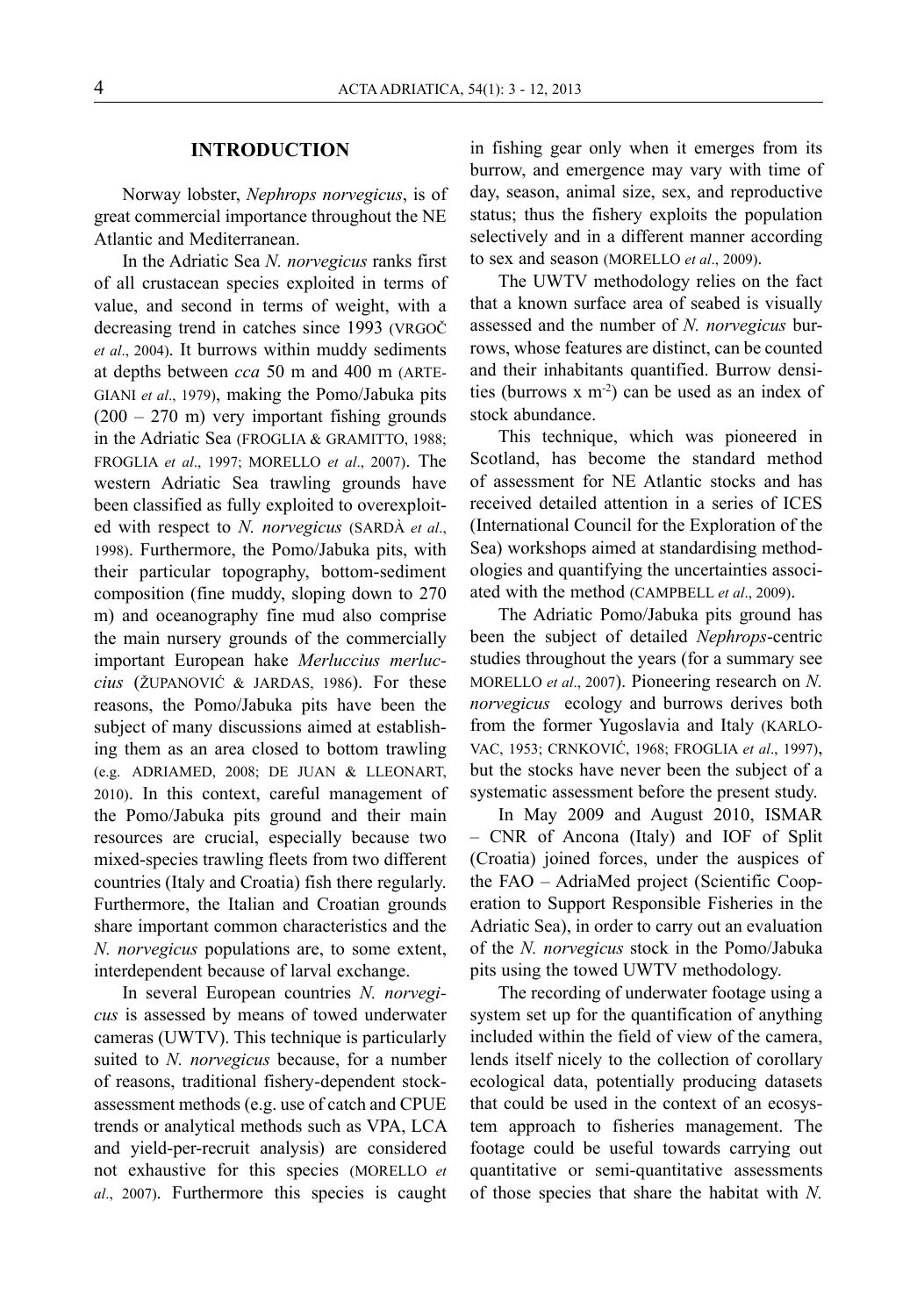## INTRODUCTION

Norway lobster, *Nephrops norvegicus*, is of great commercial importance throughout the NE Atlantic and Mediterranean.

In the Adriatic Sea *N. norvegicus* ranks first of all crustacean species exploited in terms of value, and second in terms of weight, with a decreasing trend in catches since 1993 (VRGOČ *et al*., 2004). It burrows within muddy sediments at depths between *cca* 50 m and 400 m (ARTEGIANI *et al*., 1979), making the Pomo/Jabuka pits (200 – 270 m) very important fishing grounds in the Adriatic Sea (FROGLIA & GRAMITTO, 1988; FROGLIA *et al*., 1997; MORELLO *et al*., 2007). The western Adriatic Sea trawling grounds have been classified as fully exploited to overexploited with respect to *N. norvegicus* (SARDÀ *et al*., 1998). Furthermore, the Pomo/Jabuka pits, with their particular topography, bottom-sediment composition (fine muddy, sloping down to 270 m) and oceanography fine mud also comprise the main nursery grounds of the commercially important European hake *Merluccius merluccius* (ŽUPANOVIĆ & JARDAS, 1986). For these reasons, the Pomo/Jabuka pits have been the subject of many discussions aimed at establishing them as an area closed to bottom trawling (e.g. ADRIAMED, 2008; DE JUAN & LLEONART, 2010). In this context, careful management of the Pomo/Jabuka pits ground and their main resources are crucial, especially because two mixed-species trawling fleets from two different countries (Italy and Croatia) fish there regularly. Furthermore, the Italian and Croatian grounds share important common characteristics and the *N. norvegicus* populations are, to some extent, interdependent because of larval exchange.

In several European countries *N. norvegicus* is assessed by means of towed underwater cameras (UWTV). This technique is particularly suited to *N. norvegicus* because, for a number of reasons, traditional fishery-dependent stock-assessment methods (e.g. use of catch and CPUE trends or analytical methods such as VPA, LCA and yield-per-recruit analysis) are considered not exhaustive for this species (MORELLO *et al*., 2007). Furthermore this species is caught in fishing gear only when it emerges from its burrow, and emergence may vary with time of day, season, animal size, sex, and reproductive status; thus the fishery exploits the population selectively and in a different manner according to sex and season (MORELLO *et al*., 2009).

The UWTV methodology relies on the fact that a known surface area of seabed is visually assessed and the number of *N. norvegicus* burrows, whose features are distinct, can be counted and their inhabitants quantified. Burrow densities (burrows x $m^{-2}$) can be used as an index of stock abundance.

This technique, which was pioneered in Scotland, has become the standard method of assessment for NE Atlantic stocks and has received detailed attention in a series of ICES (International Council for the Exploration of the Sea) workshops aimed at standardising methodologies and quantifying the uncertainties associated with the method (CAMPBELL *et al*., 2009).

The Adriatic Pomo/Jabuka pits ground has been the subject of detailed *Nephrops*-centric studies throughout the years (for a summary see MORELLO *et al*., 2007). Pioneering research on *N. norvegicus* ecology and burrows derives both from the former Yugoslavia and Italy (KARLOVAC, 1953; CRNKOVIĆ, 1968; FROGLIA *et al*., 1997), but the stocks have never been the subject of a systematic assessment before the present study.

In May 2009 and August 2010, ISMAR – CNR of Ancona (Italy) and IOF of Split (Croatia) joined forces, under the auspices of the FAO – AdriaMed project (Scientific Cooperation to Support Responsible Fisheries in the Adriatic Sea), in order to carry out an evaluation of the *N. norvegicus* stock in the Pomo/Jabuka pits using the towed UWTV methodology.

The recording of underwater footage using a system set up for the quantification of anything included within the field of view of the camera, lends itself nicely to the collection of corollary ecological data, potentially producing datasets that could be used in the context of an ecosystem approach to fisheries management. The footage could be useful towards carrying out quantitative or semi-quantitative assessments of those species that share the habitat with *N.*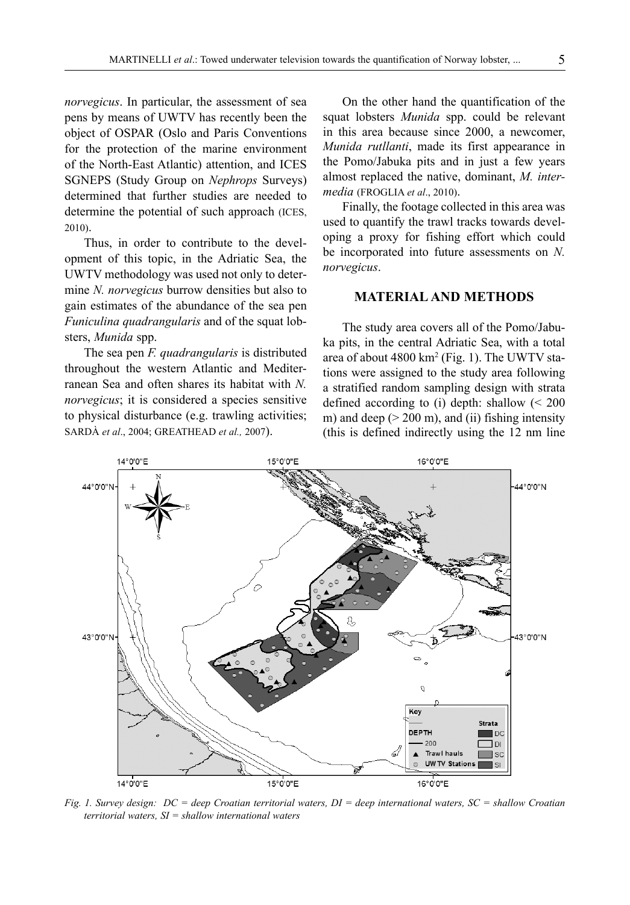*norvegicus*. In particular, the assessment of sea pens by means of UWTV has recently been the object of OSPAR (Oslo and Paris Conventions for the protection of the marine environment of the North-East Atlantic) attention, and ICES SGNEPS (Study Group on *Nephrops* Surveys) determined that further studies are needed to determine the potential of such approach (ICES, 2010).

Thus, in order to contribute to the development of this topic, in the Adriatic Sea, the UWTV methodology was used not only to determine *N. norvegicus* burrow densities but also to gain estimates of the abundance of the sea pen *Funiculina quadrangularis* and of the squat lobsters, *Munida* spp.

The sea pen *F. quadrangularis* is distributed throughout the western Atlantic and Mediterranean Sea and often shares its habitat with *N. norvegicus*; it is considered a species sensitive to physical disturbance (e.g. trawling activities; SARDÀ *et al*., 2004; GREATHEAD *et al.,* 2007).

On the other hand the quantification of the squat lobsters *Munida* spp. could be relevant in this area because since 2000, a newcomer, *Munida rutllanti*, made its first appearance in the Pomo/Jabuka pits and in just a few years almost replaced the native, dominant, *M. intermedia* (FROGLIA *et al*., 2010).

Finally, the footage collected in this area was used to quantify the trawl tracks towards developing a proxy for fishing effort which could be incorporated into future assessments on *N. norvegicus*.

## MATERIAL AND METHODS

The study area covers all of the Pomo/Jabuka pits, in the central Adriatic Sea, with a total area of about 4800 km$^2$ (Fig. 1). The UWTV stations were assigned to the study area following a stratified random sampling design with strata defined according to (i) depth: shallow (< 200 m) and deep (> 200 m), and (ii) fishing intensity (this is defined indirectly using the 12 nm line

*Fig. 1. Survey design: DC = deep Croatian territorial waters, DI = deep international waters, SC = shallow Croatian territorial waters, SI = shallow international waters*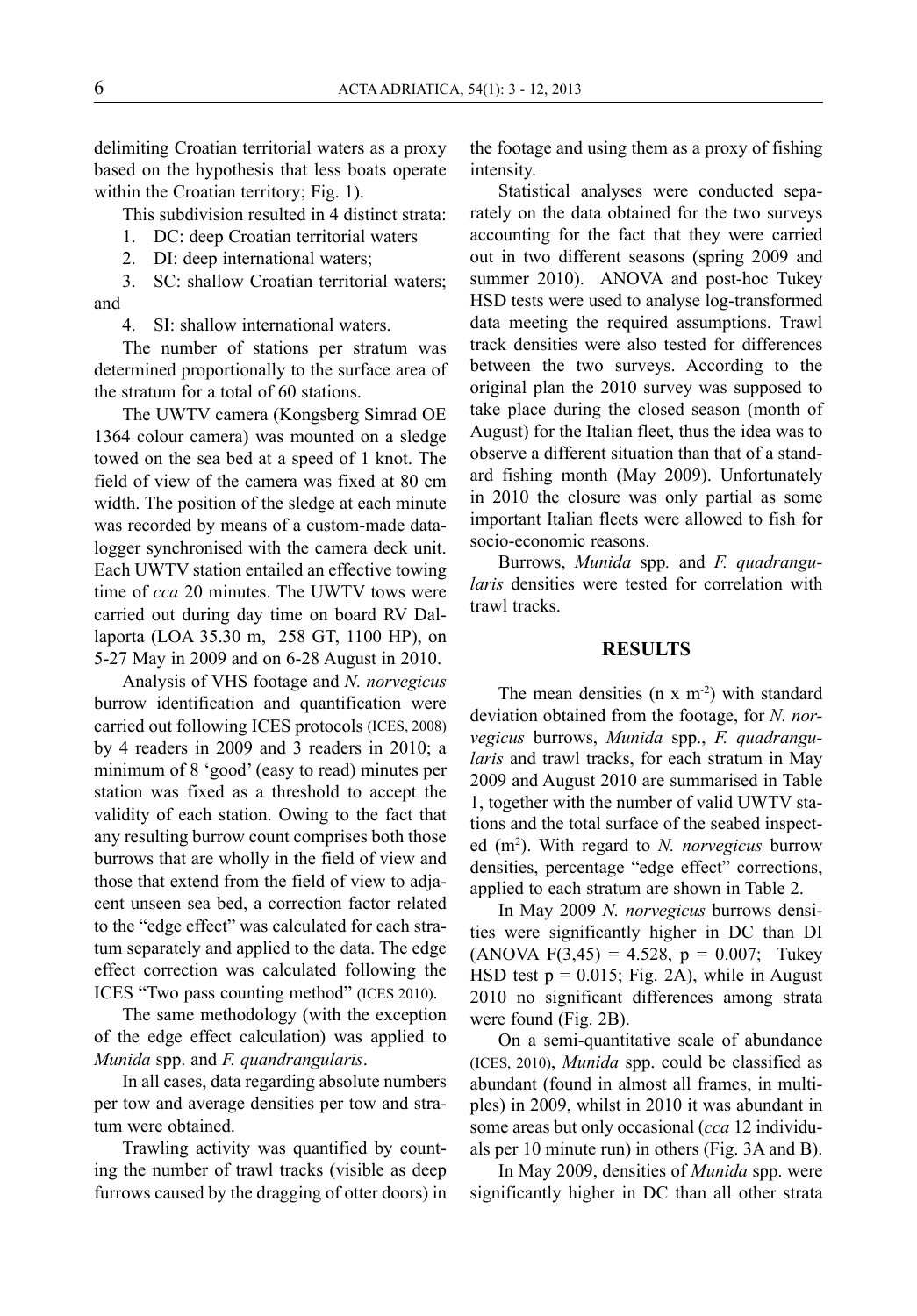delimiting Croatian territorial waters as a proxy based on the hypothesis that less boats operate within the Croatian territory; Fig. 1).

This subdivision resulted in 4 distinct strata:

1. DC: deep Croatian territorial waters
2. DI: deep international waters;
3. SC: shallow Croatian territorial waters; and
4. SI: shallow international waters.

The number of stations per stratum was determined proportionally to the surface area of the stratum for a total of 60 stations.

The UWTV camera (Kongsberg Simrad OE 1364 colour camera) was mounted on a sledge towed on the sea bed at a speed of 1 knot. The field of view of the camera was fixed at 80 cm width. The position of the sledge at each minute was recorded by means of a custom-made data-logger synchronised with the camera deck unit. Each UWTV station entailed an effective towing time of *cca* 20 minutes. The UWTV tows were carried out during day time on board RV Dallaporta (LOA 35.30 m, 258 GT, 1100 HP), on 5-27 May in 2009 and on 6-28 August in 2010.

Analysis of VHS footage and *N. norvegicus* burrow identification and quantification were carried out following ICES protocols (ICES, 2008) by 4 readers in 2009 and 3 readers in 2010; a minimum of 8 'good' (easy to read) minutes per station was fixed as a threshold to accept the validity of each station. Owing to the fact that any resulting burrow count comprises both those burrows that are wholly in the field of view and those that extend from the field of view to adjacent unseen sea bed, a correction factor related to the "edge effect" was calculated for each stratum separately and applied to the data. The edge effect correction was calculated following the ICES "Two pass counting method" (ICES 2010).

The same methodology (with the exception of the edge effect calculation) was applied to *Munida* spp. and *F. quandrangularis*.

In all cases, data regarding absolute numbers per tow and average densities per tow and stratum were obtained.

Trawling activity was quantified by counting the number of trawl tracks (visible as deep furrows caused by the dragging of otter doors) in the footage and using them as a proxy of fishing intensity.

Statistical analyses were conducted separately on the data obtained for the two surveys accounting for the fact that they were carried out in two different seasons (spring 2009 and summer 2010). ANOVA and post-hoc Tukey HSD tests were used to analyse log-transformed data meeting the required assumptions. Trawl track densities were also tested for differences between the two surveys. According to the original plan the 2010 survey was supposed to take place during the closed season (month of August) for the Italian fleet, thus the idea was to observe a different situation than that of a standard fishing month (May 2009). Unfortunately in 2010 the closure was only partial as some important Italian fleets were allowed to fish for socio-economic reasons.

Burrows, *Munida* spp. and *F. quadrangularis* densities were tested for correlation with trawl tracks.

## RESULTS

The mean densities (n x $m^{-2}$) with standard deviation obtained from the footage, for *N. norvegicus* burrows, *Munida* spp., *F. quadrangularis* and trawl tracks, for each stratum in May 2009 and August 2010 are summarised in Table 1, together with the number of valid UWTV stations and the total surface of the seabed inspected ($m^2$). With regard to *N. norvegicus* burrow densities, percentage "edge effect" corrections, applied to each stratum are shown in Table 2.

In May 2009 *N. norvegicus* burrows densities were significantly higher in DC than DI (ANOVA $F(3,45) = 4.528$, $p = 0.007$; Tukey HSD test $p = 0.015$; Fig. 2A), while in August 2010 no significant differences among strata were found (Fig. 2B).

On a semi-quantitative scale of abundance (ICES, 2010), *Munida* spp. could be classified as abundant (found in almost all frames, in multiples) in 2009, whilst in 2010 it was abundant in some areas but only occasional (*cca* 12 individuals per 10 minute run) in others (Fig. 3A and B).

In May 2009, densities of *Munida* spp. were significantly higher in DC than all other strata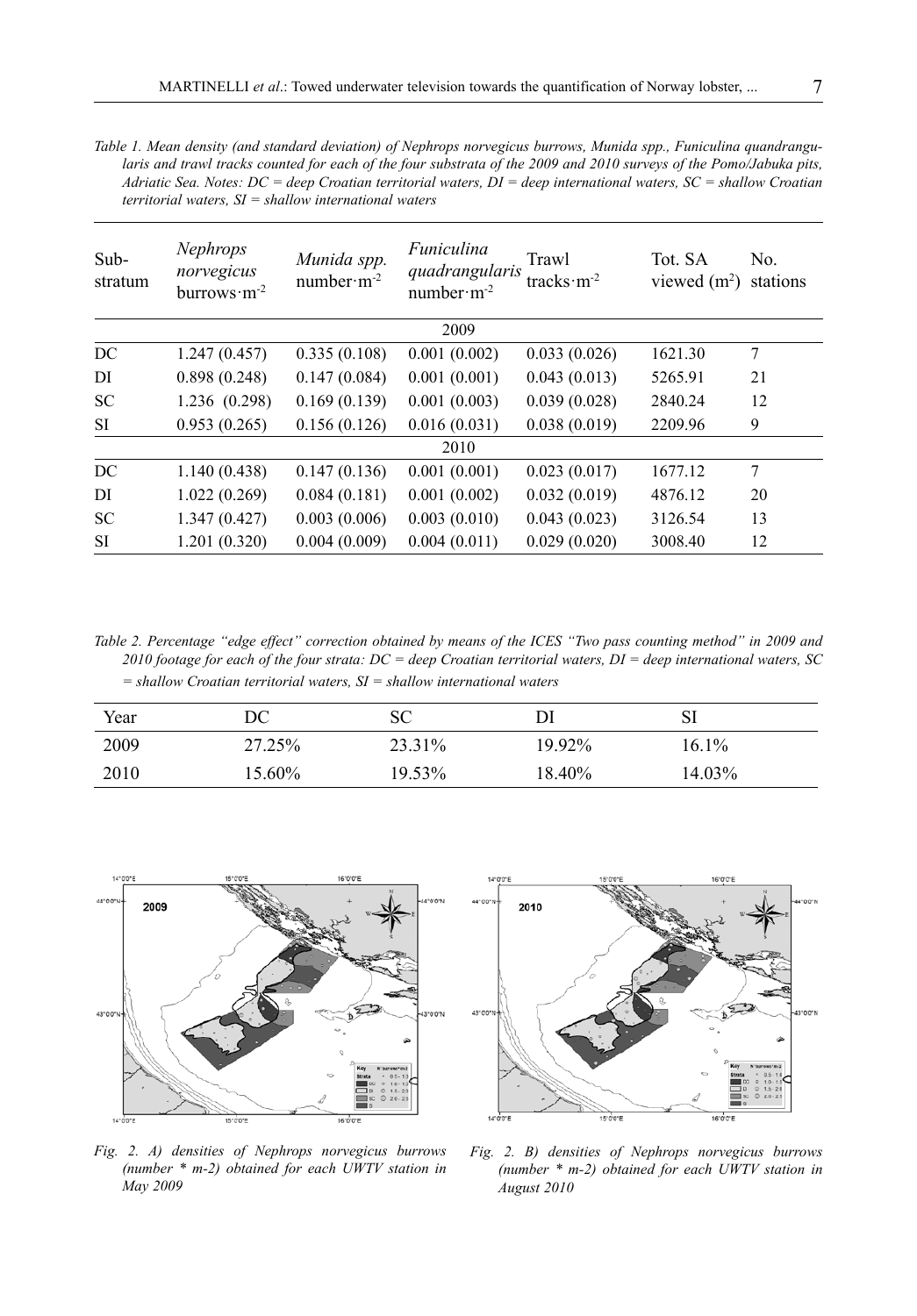*Table 1. Mean density (and standard deviation) of Nephrops norvegicus burrows, Munida spp., Funiculina quandrangularis and trawl tracks counted for each of the four substrata of the 2009 and 2010 surveys of the Pomo/Jabuka pits, Adriatic Sea. Notes: DC = deep Croatian territorial waters, DI = deep international waters, SC = shallow Croatian territorial waters, SI = shallow international waters*

| Sub-stratum | *Nephrops norvegicus* burrows·m$^{-2}$ | *Munida spp.* number·m$^{-2}$ | *Funiculina quadrangularis* number·m$^{-2}$ | Trawl tracks·m$^{-2}$ | Tot. SA viewed (m$^2$) | No. stations |
|---|---|---|---|---|---|---|
| | | | 2009 | | | |
| DC | 1.247 (0.457) | 0.335 (0.108) | 0.001 (0.002) | 0.033 (0.026) | 1621.30 | 7 |
| DI | 0.898 (0.248) | 0.147 (0.084) | 0.001 (0.001) | 0.043 (0.013) | 5265.91 | 21 |
| SC | 1.236 (0.298) | 0.169 (0.139) | 0.001 (0.003) | 0.039 (0.028) | 2840.24 | 12 |
| SI | 0.953 (0.265) | 0.156 (0.126) | 0.016 (0.031) | 0.038 (0.019) | 2209.96 | 9 |
| | | | 2010 | | | |
| DC | 1.140 (0.438) | 0.147 (0.136) | 0.001 (0.001) | 0.023 (0.017) | 1677.12 | 7 |
| DI | 1.022 (0.269) | 0.084 (0.181) | 0.001 (0.002) | 0.032 (0.019) | 4876.12 | 20 |
| SC | 1.347 (0.427) | 0.003 (0.006) | 0.003 (0.010) | 0.043 (0.023) | 3126.54 | 13 |
| SI | 1.201 (0.320) | 0.004 (0.009) | 0.004 (0.011) | 0.029 (0.020) | 3008.40 | 12 |

*Table 2. Percentage "edge effect" correction obtained by means of the ICES "Two pass counting method" in 2009 and 2010 footage for each of the four strata: DC = deep Croatian territorial waters, DI = deep international waters, SC = shallow Croatian territorial waters, SI = shallow international waters*

| Year | DC | SC | DI | SI |
|---|---|---|---|---|
| 2009 | 27.25% | 23.31% | 19.92% | 16.1% |
| 2010 | 15.60% | 19.53% | 18.40% | 14.03% |

*Fig. 2. A) densities of Nephrops norvegicus burrows (number * m-2) obtained for each UWTV station in May 2009*

*Fig. 2. B) densities of Nephrops norvegicus burrows (number * m-2) obtained for each UWTV station in August 2010*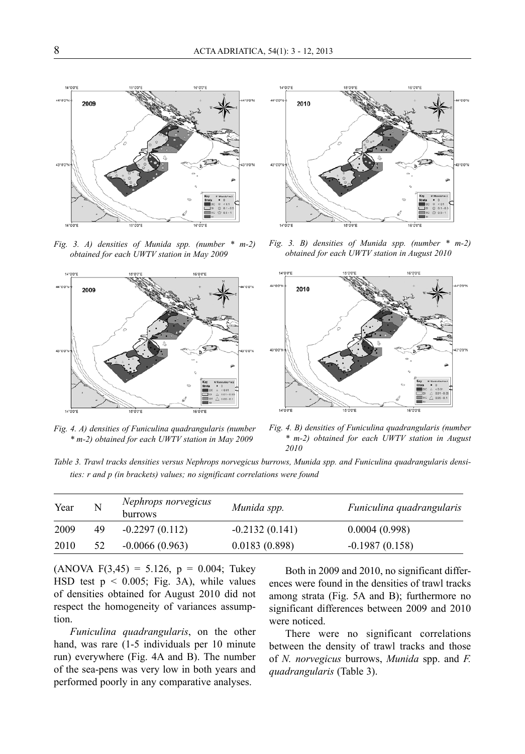*Fig. 3. A) densities of Munida spp. (number * m-2) obtained for each UWTV station in May 2009*

*Fig. 3. B) densities of Munida spp. (number * m-2) obtained for each UWTV station in August 2010*

*Fig. 4. A) densities of Funiculina quadrangularis (number * m-2) obtained for each UWTV station in May 2009*

*Fig. 4. B) densities of Funiculina quadrangularis (number * m-2) obtained for each UWTV station in August 2010*

*Table 3. Trawl tracks densities versus Nephrops norvegicus burrows, Munida spp. and Funiculina quadrangularis densities: r and p (in brackets) values; no significant correlations were found*

| Year | N | *Nephrops norvegicus* burrows | *Munida spp.* | *Funiculina quadrangularis* |
|---|---|---|---|---|
| 2009 | 49 | -0.2297 (0.112) | -0.2132 (0.141) | 0.0004 (0.998) |
| 2010 | 52 | -0.0066 (0.963) | 0.0183 (0.898) | -0.1987 (0.158) |

(ANOVA $F(3,45) = 5.126$, $p = 0.004$; Tukey HSD test $p < 0.005$; Fig. 3A), while values of densities obtained for August 2010 did not respect the homogeneity of variances assumption.

*Funiculina quadrangularis*, on the other hand, was rare (1-5 individuals per 10 minute run) everywhere (Fig. 4A and B). The number of the sea-pens was very low in both years and performed poorly in any comparative analyses.

Both in 2009 and 2010, no significant differences were found in the densities of trawl tracks among strata (Fig. 5A and B); furthermore no significant differences between 2009 and 2010 were noticed.

There were no significant correlations between the density of trawl tracks and those of *N. norvegicus* burrows, *Munida* spp. and *F. quadrangularis* (Table 3).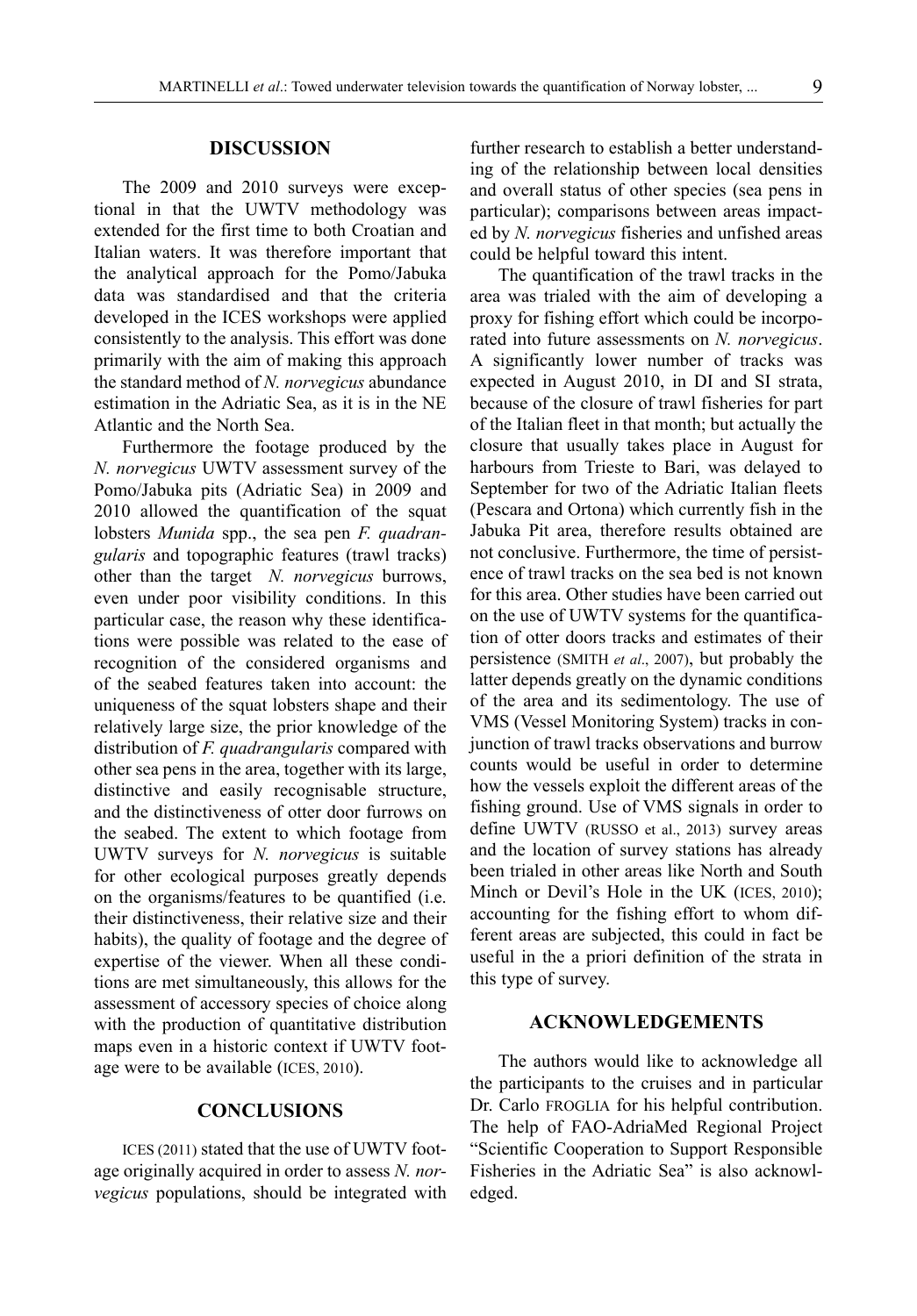## DISCUSSION

The 2009 and 2010 surveys were exceptional in that the UWTV methodology was extended for the first time to both Croatian and Italian waters. It was therefore important that the analytical approach for the Pomo/Jabuka data was standardised and that the criteria developed in the ICES workshops were applied consistently to the analysis. This effort was done primarily with the aim of making this approach the standard method of *N. norvegicus* abundance estimation in the Adriatic Sea, as it is in the NE Atlantic and the North Sea.

Furthermore the footage produced by the *N. norvegicus* UWTV assessment survey of the Pomo/Jabuka pits (Adriatic Sea) in 2009 and 2010 allowed the quantification of the squat lobsters *Munida* spp., the sea pen *F. quadrangularis* and topographic features (trawl tracks) other than the target *N. norvegicus* burrows, even under poor visibility conditions. In this particular case, the reason why these identifications were possible was related to the ease of recognition of the considered organisms and of the seabed features taken into account: the uniqueness of the squat lobsters shape and their relatively large size, the prior knowledge of the distribution of *F. quadrangularis* compared with other sea pens in the area, together with its large, distinctive and easily recognisable structure, and the distinctiveness of otter door furrows on the seabed. The extent to which footage from UWTV surveys for *N. norvegicus* is suitable for other ecological purposes greatly depends on the organisms/features to be quantified (i.e. their distinctiveness, their relative size and their habits), the quality of footage and the degree of expertise of the viewer. When all these conditions are met simultaneously, this allows for the assessment of accessory species of choice along with the production of quantitative distribution maps even in a historic context if UWTV footage were to be available (ICES, 2010).

## CONCLUSIONS

ICES (2011) stated that the use of UWTV footage originally acquired in order to assess *N. norvegicus* populations, should be integrated with further research to establish a better understanding of the relationship between local densities and overall status of other species (sea pens in particular); comparisons between areas impacted by *N. norvegicus* fisheries and unfished areas could be helpful toward this intent.

The quantification of the trawl tracks in the area was trialed with the aim of developing a proxy for fishing effort which could be incorporated into future assessments on *N. norvegicus*. A significantly lower number of tracks was expected in August 2010, in DI and SI strata, because of the closure of trawl fisheries for part of the Italian fleet in that month; but actually the closure that usually takes place in August for harbours from Trieste to Bari, was delayed to September for two of the Adriatic Italian fleets (Pescara and Ortona) which currently fish in the Jabuka Pit area, therefore results obtained are not conclusive. Furthermore, the time of persistence of trawl tracks on the sea bed is not known for this area. Other studies have been carried out on the use of UWTV systems for the quantification of otter doors tracks and estimates of their persistence (SMITH *et al*., 2007), but probably the latter depends greatly on the dynamic conditions of the area and its sedimentology. The use of VMS (Vessel Monitoring System) tracks in conjunction of trawl tracks observations and burrow counts would be useful in order to determine how the vessels exploit the different areas of the fishing ground. Use of VMS signals in order to define UWTV (RUSSO et al., 2013) survey areas and the location of survey stations has already been trialed in other areas like North and South Minch or Devil's Hole in the UK (ICES, 2010); accounting for the fishing effort to whom different areas are subjected, this could in fact be useful in the a priori definition of the strata in this type of survey.

## ACKNOWLEDGEMENTS

The authors would like to acknowledge all the participants to the cruises and in particular Dr. Carlo FROGLIA for his helpful contribution. The help of FAO-AdriaMed Regional Project "Scientific Cooperation to Support Responsible Fisheries in the Adriatic Sea" is also acknowledged.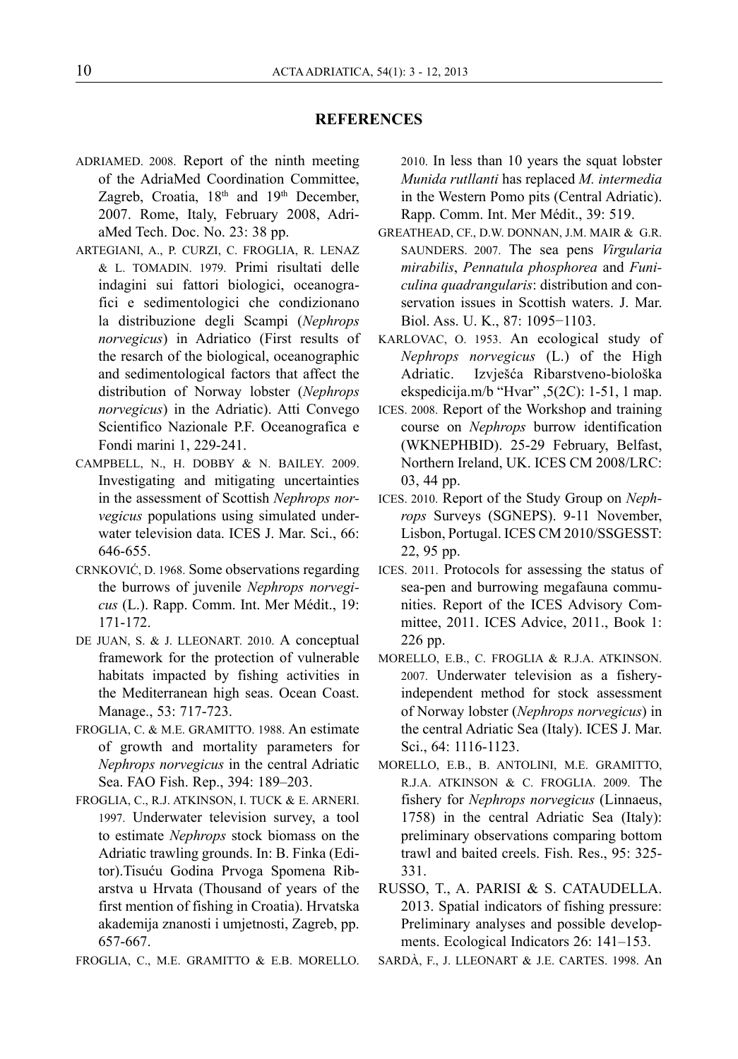## REFERENCES

ADRIAMED. 2008. Report of the ninth meeting of the AdriaMed Coordination Committee, Zagreb, Croatia, 18th and 19th December, 2007. Rome, Italy, February 2008, AdriaMed Tech. Doc. No. 23: 38 pp.

ARTEGIANI, A., P. CURZI, C. FROGLIA, R. LENAZ & L. TOMADIN. 1979. Primi risultati delle indagini sui fattori biologici, oceanografici e sedimentologici che condizionano la distribuzione degli Scampi (*Nephrops norvegicus*) in Adriatico (First results of the resarch of the biological, oceanographic and sedimentological factors that affect the distribution of Norway lobster (*Nephrops norvegicus*) in the Adriatic). Atti Convego Scientifico Nazionale P.F. Oceanografica e Fondi marini 1, 229-241.

CAMPBELL, N., H. DOBBY & N. BAILEY. 2009. Investigating and mitigating uncertainties in the assessment of Scottish *Nephrops norvegicus* populations using simulated underwater television data. ICES J. Mar. Sci., 66: 646-655.

CRNKOVIĆ, D. 1968. Some observations regarding the burrows of juvenile *Nephrops norvegicus* (L.). Rapp. Comm. Int. Mer Médit., 19: 171-172.

DE JUAN, S. & J. LLEONART. 2010. A conceptual framework for the protection of vulnerable habitats impacted by fishing activities in the Mediterranean high seas. Ocean Coast. Manage., 53: 717-723.

FROGLIA, C. & M.E. GRAMITTO. 1988. An estimate of growth and mortality parameters for *Nephrops norvegicus* in the central Adriatic Sea. FAO Fish. Rep., 394: 189–203.

FROGLIA, C., R.J. ATKINSON, I. TUCK & E. ARNERI. 1997. Underwater television survey, a tool to estimate *Nephrops* stock biomass on the Adriatic trawling grounds. In: B. Finka (Editor).Tisuću Godina Prvoga Spomena Ribarstva u Hrvata (Thousand of years of the first mention of fishing in Croatia). Hrvatska akademija znanosti i umjetnosti, Zagreb, pp. 657-667.

FROGLIA, C., M.E. GRAMITTO & E.B. MORELLO. 2010. In less than 10 years the squat lobster *Munida rutllanti* has replaced *M. intermedia* in the Western Pomo pits (Central Adriatic). Rapp. Comm. Int. Mer Médit., 39: 519.

GREATHEAD, CF., D.W. DONNAN, J.M. MAIR & G.R. SAUNDERS. 2007. The sea pens *Virgularia mirabilis*, *Pennatula phosphorea* and *Funiculina quadrangularis*: distribution and conservation issues in Scottish waters. J. Mar. Biol. Ass. U. K., 87: 1095−1103.

KARLOVAC, O. 1953. An ecological study of *Nephrops norvegicus* (L.) of the High Adriatic. Izvješća Ribarstveno-biološka ekspedicija.m/b "Hvar" ,5(2C): 1-51, 1 map.

ICES. 2008. Report of the Workshop and training course on *Nephrops* burrow identification (WKNEPHBID). 25-29 February, Belfast, Northern Ireland, UK. ICES CM 2008/LRC: 03, 44 pp.

ICES. 2010. Report of the Study Group on *Nephrops* Surveys (SGNEPS). 9-11 November, Lisbon, Portugal. ICES CM 2010/SSGESST: 22, 95 pp.

ICES. 2011. Protocols for assessing the status of sea-pen and burrowing megafauna communities. Report of the ICES Advisory Committee, 2011. ICES Advice, 2011., Book 1: 226 pp.

MORELLO, E.B., C. FROGLIA & R.J.A. ATKINSON. 2007. Underwater television as a fishery-independent method for stock assessment of Norway lobster (*Nephrops norvegicus*) in the central Adriatic Sea (Italy). ICES J. Mar. Sci., 64: 1116-1123.

MORELLO, E.B., B. ANTOLINI, M.E. GRAMITTO, R.J.A. ATKINSON & C. FROGLIA. 2009. The fishery for *Nephrops norvegicus* (Linnaeus, 1758) in the central Adriatic Sea (Italy): preliminary observations comparing bottom trawl and baited creels. Fish. Res., 95: 325-331.

RUSSO, T., A. PARISI & S. CATAUDELLA. 2013. Spatial indicators of fishing pressure: Preliminary analyses and possible developments. Ecological Indicators 26: 141–153.

SARDÀ, F., J. LLEONART & J.E. CARTES. 1998. An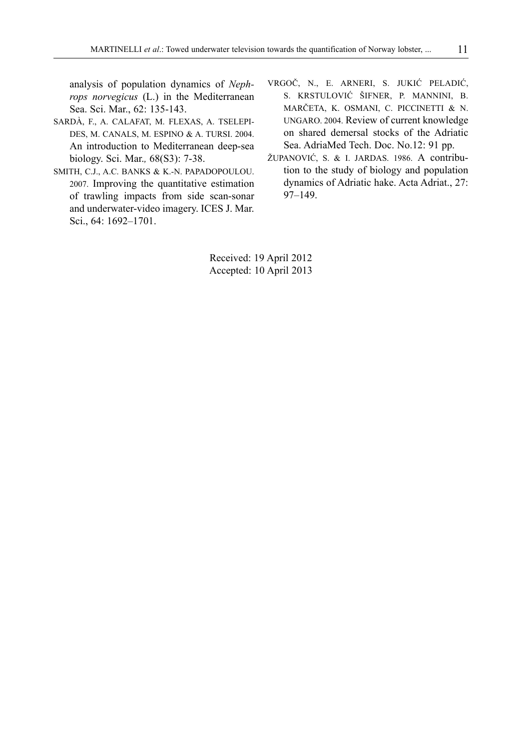analysis of population dynamics of *Nephrops norvegicus* (L.) in the Mediterranean Sea. Sci. Mar., 62: 135-143.

SARDÀ, F., A. CALAFAT, M. FLEXAS, A. TSELEPIDES, M. CANALS, M. ESPINO & A. TURSI. 2004. An introduction to Mediterranean deep-sea biology. Sci. Mar., 68(S3): 7-38.

SMITH, C.J., A.C. BANKS & K.-N. PAPADOPOULOU. 2007. Improving the quantitative estimation of trawling impacts from side scan-sonar and underwater-video imagery. ICES J. Mar. Sci., 64: 1692–1701.

VRGOČ, N., E. ARNERI, S. JUKIĆ PELADIĆ, S. KRSTULOVIĆ ŠIFNER, P. MANNINI, B. MARČETA, K. OSMANI, C. PICCINETTI & N. UNGARO. 2004. Review of current knowledge on shared demersal stocks of the Adriatic Sea. AdriaMed Tech. Doc. No.12: 91 pp.

ŽUPANOVIĆ, S. & I. JARDAS. 1986. A contribution to the study of biology and population dynamics of Adriatic hake. Acta Adriat., 27: 97–149.

Received: 19 April 2012
Accepted: 10 April 2013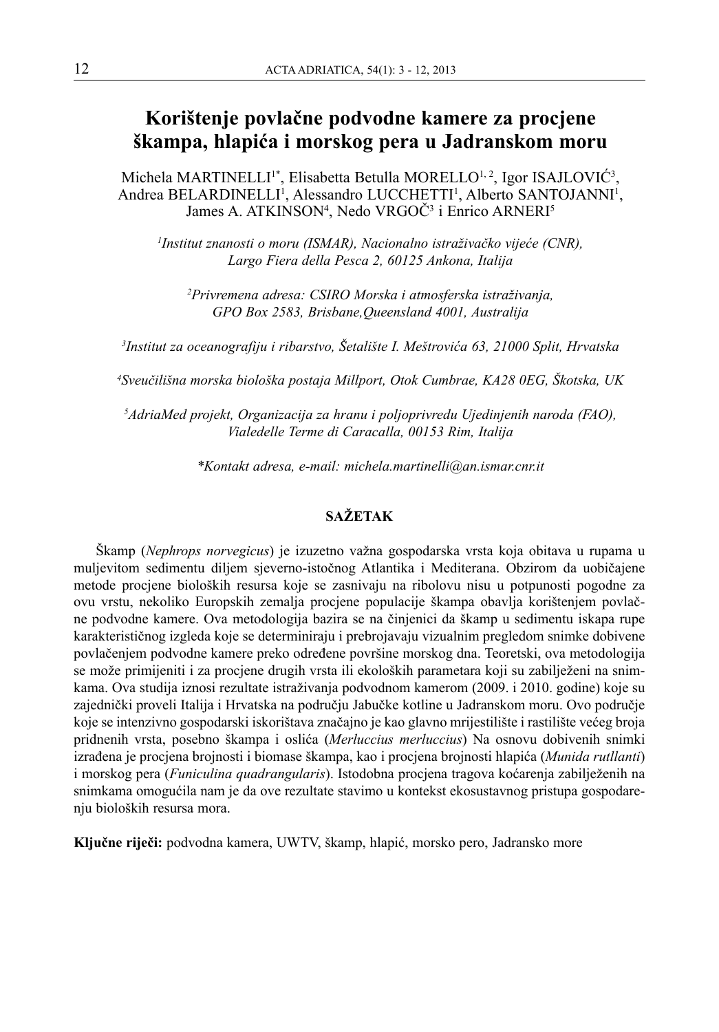# Korištenje povlačne podvodne kamere za procjene škampa, hlapića i morskog pera u Jadranskom moru

Michela MARTINELLI[1*], Elisabetta Betulla MORELLO[1, 2], Igor ISAJLOVIĆ[3], Andrea BELARDINELLI[1], Alessandro LUCCHETTI[1], Alberto SANTOJANNI[1], James A. ATKINSON[4], Nedo VRGOČ[3] i Enrico ARNERI[5]

[1] *Institut znanosti o moru (ISMAR), Nacionalno istraživačko vijeće (CNR), Largo Fiera della Pesca 2, 60125 Ankona, Italija*

[2] *Privremena adresa: CSIRO Morska i atmosferska istraživanja, GPO Box 2583, Brisbane,Queensland 4001, Australija*

[3] *Institut za oceanografiju i ribarstvo, Šetalište I. Meštrovića 63, 21000 Split, Hrvatska*

[4] *Sveučilišna morska biološka postaja Millport, Otok Cumbrae, KA28 0EG, Škotska, UK*

[5] *AdriaMed projekt, Organizacija za hranu i poljoprivredu Ujedinjenih naroda (FAO), Vialedelle Terme di Caracalla, 00153 Rim, Italija*

*\*Kontakt adresa, e-mail: michela.martinelli@an.ismar.cnr.it*

## SAŽETAK

Škamp (*Nephrops norvegicus*) je izuzetno važna gospodarska vrsta koja obitava u rupama u muljevitom sedimentu diljem sjeverno-istočnog Atlantika i Mediterana. Obzirom da uobičajene metode procjene bioloških resursa koje se zasnivaju na ribolovu nisu u potpunosti pogodne za ovu vrstu, nekoliko Europskih zemalja procjene populacije škampa obavlja korištenjem povlačne podvodne kamere. Ova metodologija bazira se na činjenici da škamp u sedimentu iskapa rupe karakterističnog izgleda koje se determiniraju i prebrojavaju vizualnim pregledom snimke dobivene povlačenjem podvodne kamere preko određene površine morskog dna. Teoretski, ova metodologija se može primijeniti i za procjene drugih vrsta ili ekoloških parametara koji su zabilježeni na snimkama. Ova studija iznosi rezultate istraživanja podvodnom kamerom (2009. i 2010. godine) koje su zajednički proveli Italija i Hrvatska na području Jabučke kotline u Jadranskom moru. Ovo područje koje se intenzivno gospodarski iskorištava značajno je kao glavno mrijestilište i rastilište većeg broja pridnenih vrsta, posebno škampa i oslića (*Merluccius merluccius*) Na osnovu dobivenih snimki izrađena je procjena brojnosti i biomase škampa, kao i procjena brojnosti hlapića (*Munida rutllanti*) i morskog pera (*Funiculina quadrangularis*). Istodobna procjena tragova koćarenja zabilježenih na snimkama omogućila nam je da ove rezultate stavimo u kontekst ekosustavnog pristupa gospodarenju bioloških resursa mora.

**Ključne riječi:** podvodna kamera, UWTV, škamp, hlapić, morsko pero, Jadransko more